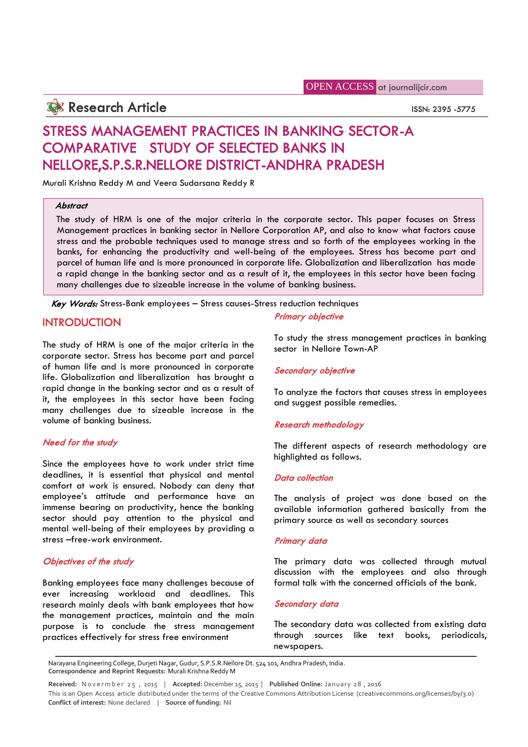OPEN ACCESS at journalijcir.com

**Research Article**

ISSN: 2395 -5775

# STRESS MANAGEMENT PRACTICES IN BANKING SECTOR-A COMPARATIVE STUDY OF SELECTED BANKS IN NELLORE,S.P.S.R.NELLORE DISTRICT-ANDHRA PRADESH

Murali Krishna Reddy M and Veera Sudarsana Reddy R

***Abstract***

The study of HRM is one of the major criteria in the corporate sector. This paper focuses on Stress Management practices in banking sector in Nellore Corporation AP, and also to know what factors cause stress and the probable techniques used to manage stress and so forth of the employees working in the banks, for enhancing the productivity and well-being of the employees. Stress has become part and parcel of human life and is more pronounced in corporate life. Globalization and liberalization has made a rapid change in the banking sector and as a result of it, the employees in this sector have been facing many challenges due to sizeable increase in the volume of banking business.

***Key Words:*** Stress-Bank employees – Stress causes-Stress reduction techniques

## INTRODUCTION

The study of HRM is one of the major criteria in the corporate sector. Stress has become part and parcel of human life and is more pronounced in corporate life. Globalization and liberalization has brought a rapid change in the banking sector and as a result of it, the employees in this sector have been facing many challenges due to sizeable increase in the volume of banking business.

### *Need for the study*

Since the employees have to work under strict time deadlines, it is essential that physical and mental comfort at work is ensured. Nobody can deny that employee's attitude and performance have an immense bearing on productivity, hence the banking sector should pay attention to the physical and mental well-being of their employees by providing a stress –free-work environment.

### *Objectives of the study*

Banking employees face many challenges because of ever increasing workload and deadlines. This research mainly deals with bank employees that how the management practices, maintain and the main purpose is to conclude the stress management practices effectively for stress free environment

### *Primary objective*

To study the stress management practices in banking sector in Nellore Town-AP

### *Secondary objective*

To analyze the factors that causes stress in employees and suggest possible remedies.

### *Research methodology*

The different aspects of research methodology are highlighted as follows.

### *Data collection*

The analysis of project was done based on the available information gathered basically from the primary source as well as secondary sources

### *Primary data*

The primary data was collected through mutual discussion with the employees and also through formal talk with the concerned officials of the bank.

### *Secondary data*

The secondary data was collected from existing data through sources like text books, periodicals, newspapers.

---

Narayana Engineering College, Durjeti Nagar, Gudur, S.P.S.R.Nellore Dt. 524 101, Andhra Pradesh, India.
**Correspondence and Reprint Requests:** Murali Krishna Reddy M

**Received:** Novermber 25 , 2015 | **Accepted:** December 15, 2015 | **Published Online:** January 28 , 2016
This is an Open Access article distributed under the terms of the Creative Commons Attribution License (creativecommons.org/licenses/by/3.0)
**Conflict of interest:** None declared | **Source of funding:** Nil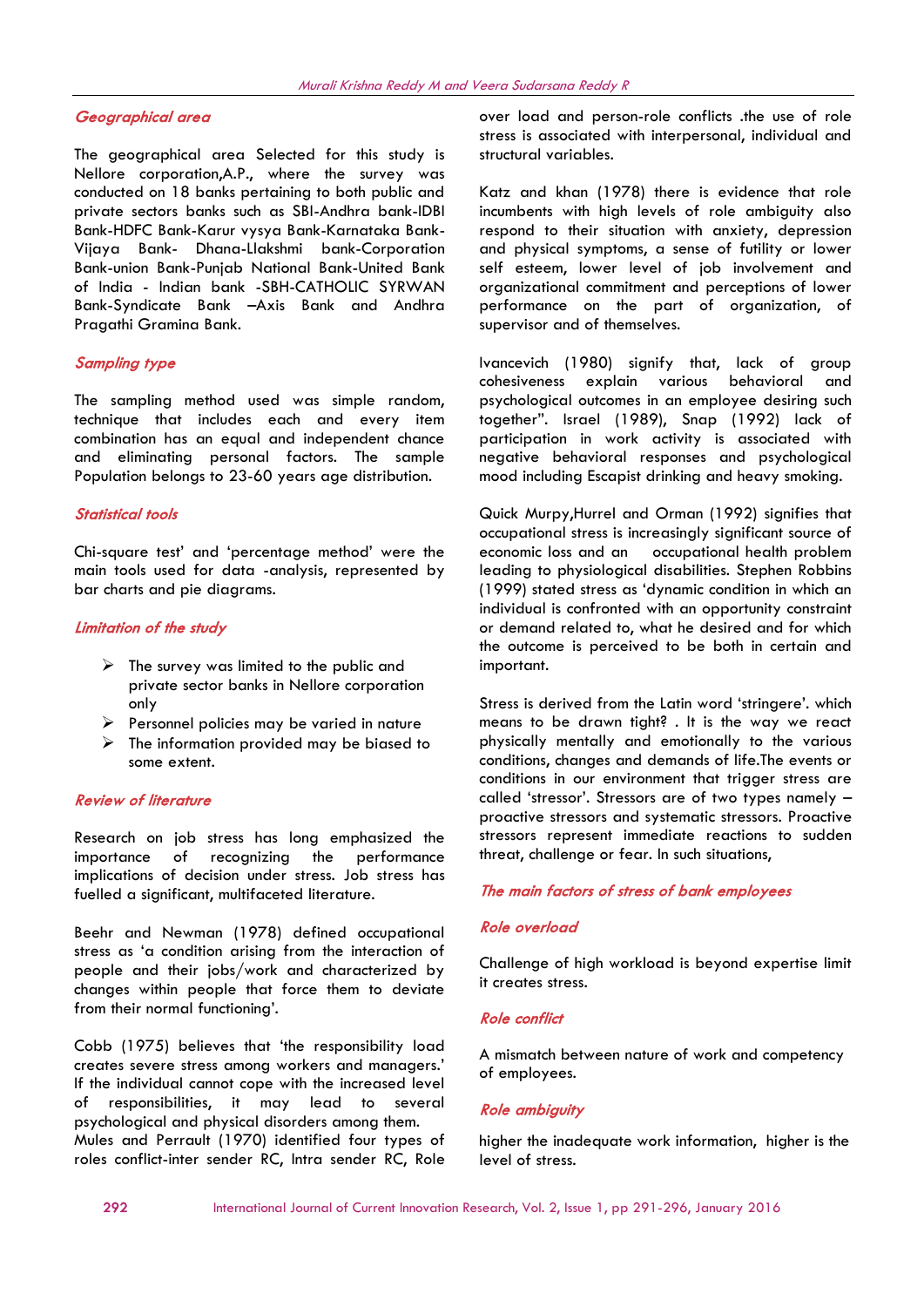### Geographical area

The geographical area Selected for this study is Nellore corporation,A.P., where the survey was conducted on 18 banks pertaining to both public and private sectors banks such as SBI-Andhra bank-IDBI Bank-HDFC Bank-Karur vysya Bank-Karnataka Bank-Vijaya Bank- Dhana-Llakshmi bank-Corporation Bank-union Bank-Punjab National Bank-United Bank of India - Indian bank -SBH-CATHOLIC SYRWAN Bank-Syndicate Bank –Axis Bank and Andhra Pragathi Gramina Bank.

### Sampling type

The sampling method used was simple random, technique that includes each and every item combination has an equal and independent chance and eliminating personal factors. The sample Population belongs to 23-60 years age distribution.

### Statistical tools

Chi-square test' and 'percentage method' were the main tools used for data -analysis, represented by bar charts and pie diagrams.

### Limitation of the study

- The survey was limited to the public and private sector banks in Nellore corporation only
- Personnel policies may be varied in nature
- The information provided may be biased to some extent.

### Review of literature

Research on job stress has long emphasized the importance of recognizing the performance implications of decision under stress. Job stress has fuelled a significant, multifaceted literature.

Beehr and Newman (1978) defined occupational stress as 'a condition arising from the interaction of people and their jobs/work and characterized by changes within people that force them to deviate from their normal functioning'.

Cobb (1975) believes that 'the responsibility load creates severe stress among workers and managers.' If the individual cannot cope with the increased level of responsibilities, it may lead to several psychological and physical disorders among them. Mules and Perrault (1970) identified four types of roles conflict-inter sender RC, Intra sender RC, Role over load and person-role conflicts .the use of role stress is associated with interpersonal, individual and structural variables.

Katz and khan (1978) there is evidence that role incumbents with high levels of role ambiguity also respond to their situation with anxiety, depression and physical symptoms, a sense of futility or lower self esteem, lower level of job involvement and organizational commitment and perceptions of lower performance on the part of organization, of supervisor and of themselves.

Ivancevich (1980) signify that, lack of group cohesiveness explain various behavioral and psychological outcomes in an employee desiring such together". Israel (1989), Snap (1992) lack of participation in work activity is associated with negative behavioral responses and psychological mood including Escapist drinking and heavy smoking.

Quick Murpy,Hurrel and Orman (1992) signifies that occupational stress is increasingly significant source of economic loss and an occupational health problem leading to physiological disabilities. Stephen Robbins (1999) stated stress as 'dynamic condition in which an individual is confronted with an opportunity constraint or demand related to, what he desired and for which the outcome is perceived to be both in certain and important.

Stress is derived from the Latin word 'stringere'. which means to be drawn tight? . It is the way we react physically mentally and emotionally to the various conditions, changes and demands of life.The events or conditions in our environment that trigger stress are called 'stressor'. Stressors are of two types namely – proactive stressors and systematic stressors. Proactive stressors represent immediate reactions to sudden threat, challenge or fear. In such situations,

### The main factors of stress of bank employees

#### Role overload

Challenge of high workload is beyond expertise limit it creates stress.

#### Role conflict

A mismatch between nature of work and competency of employees.

#### Role ambiguity

higher the inadequate work information, higher is the level of stress.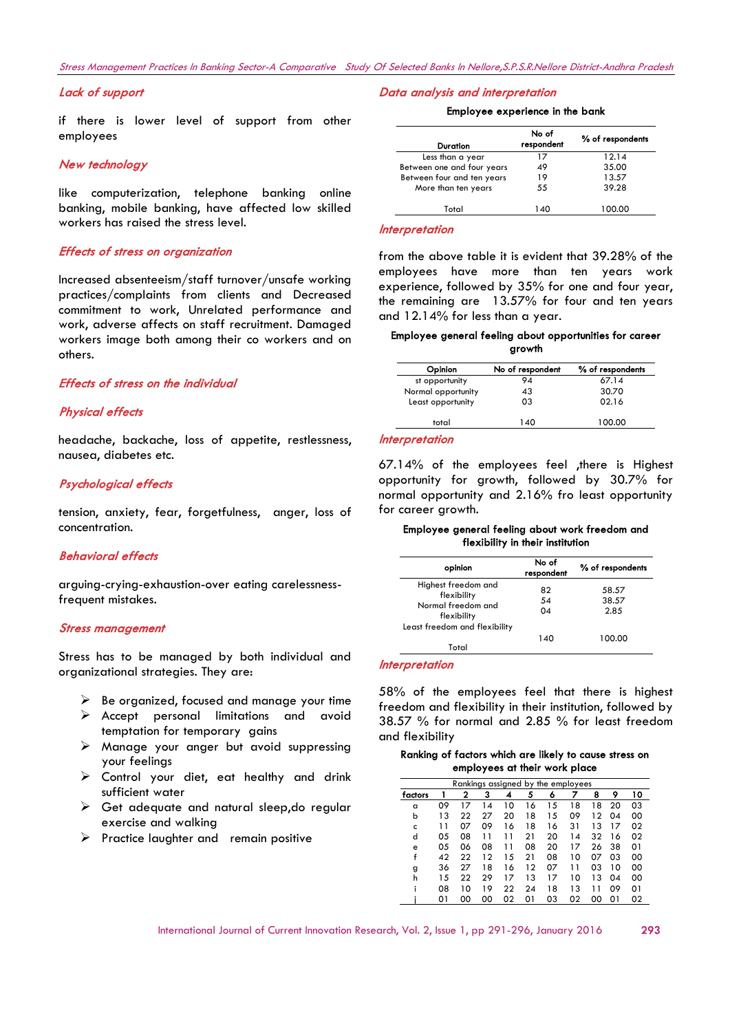### *Lack of support*

if there is lower level of support from other employees

### *New technology*

like computerization, telephone banking online banking, mobile banking, have affected low skilled workers has raised the stress level.

### *Effects of stress on organization*

Increased absenteeism/staff turnover/unsafe working practices/complaints from clients and Decreased commitment to work, Unrelated performance and work, adverse affects on staff recruitment. Damaged workers image both among their co workers and on others.

### *Effects of stress on the individual*

### *Physical effects*

headache, backache, loss of appetite, restlessness, nausea, diabetes etc.

### *Psychological effects*

tension, anxiety, fear, forgetfulness, anger, loss of concentration.

### *Behavioral effects*

arguing-crying-exhaustion-over eating carelessness-frequent mistakes.

### *Stress management*

Stress has to be managed by both individual and organizational strategies. They are:

- Be organized, focused and manage your time
- Accept personal limitations and avoid temptation for temporary gains
- Manage your anger but avoid suppressing your feelings
- Control your diet, eat healthy and drink sufficient water
- Get adequate and natural sleep,do regular exercise and walking
- Practice laughter and remain positive

### *Data analysis and interpretation*

**Employee experience in the bank**

| Duration | No of respondent | % of respondents |
|---|---|---|
| Less than a year | 17 | 12.14 |
| Between one and four years | 49 | 35.00 |
| Between four and ten years | 19 | 13.57 |
| More than ten years | 55 | 39.28 |
| Total | 140 | 100.00 |

### *Interpretation*

from the above table it is evident that 39.28% of the employees have more than ten years work experience, followed by 35% for one and four year, the remaining are 13.57% for four and ten years and 12.14% for less than a year.

**Employee general feeling about opportunities for career growth**

| Opinion | No of respondent | % of respondents |
|---|---|---|
| st opportunity | 94 | 67.14 |
| Normal opportunity | 43 | 30.70 |
| Least opportunity | 03 | 02.16 |
| total | 140 | 100.00 |

### *Interpretation*

67.14% of the employees feel ,there is Highest opportunity for growth, followed by 30.7% for normal opportunity and 2.16% fro least opportunity for career growth.

**Employee general feeling about work freedom and flexibility in their institution**

| opinion | No of respondent | % of respondents |
|---|---|---|
| Highest freedom and flexibility | 82 | 58.57 |
| Normal freedom and flexibility | 54 | 38.57 |
| Least freedom and flexibility | 04 | 2.85 |
| Total | 140 | 100.00 |

### *Interpretation*

58% of the employees feel that there is highest freedom and flexibility in their institution, followed by 38.57 % for normal and 2.85 % for least freedom and flexibility

**Ranking of factors which are likely to cause stress on employees at their work place**

| | Rankings assigned by the employees | | | | | | | | | |
|---|---|---|---|---|---|---|---|---|---|---|
| factors | 1 | 2 | 3 | 4 | 5 | 6 | 7 | 8 | 9 | 10 |
| a | 09 | 17 | 14 | 10 | 16 | 15 | 18 | 18 | 20 | 03 |
| b | 13 | 22 | 27 | 20 | 18 | 15 | 09 | 12 | 04 | 00 |
| c | 11 | 07 | 09 | 16 | 18 | 16 | 31 | 13 | 17 | 02 |
| d | 05 | 08 | 11 | 11 | 21 | 20 | 14 | 32 | 16 | 02 |
| e | 05 | 06 | 08 | 11 | 08 | 20 | 17 | 26 | 38 | 01 |
| f | 42 | 22 | 12 | 15 | 21 | 08 | 10 | 07 | 03 | 00 |
| g | 36 | 27 | 18 | 16 | 12 | 07 | 11 | 03 | 10 | 00 |
| h | 15 | 22 | 29 | 17 | 13 | 17 | 10 | 13 | 04 | 00 |
| i | 08 | 10 | 19 | 22 | 24 | 18 | 13 | 11 | 09 | 01 |
| j | 01 | 00 | 00 | 02 | 01 | 03 | 02 | 00 | 01 | 02 |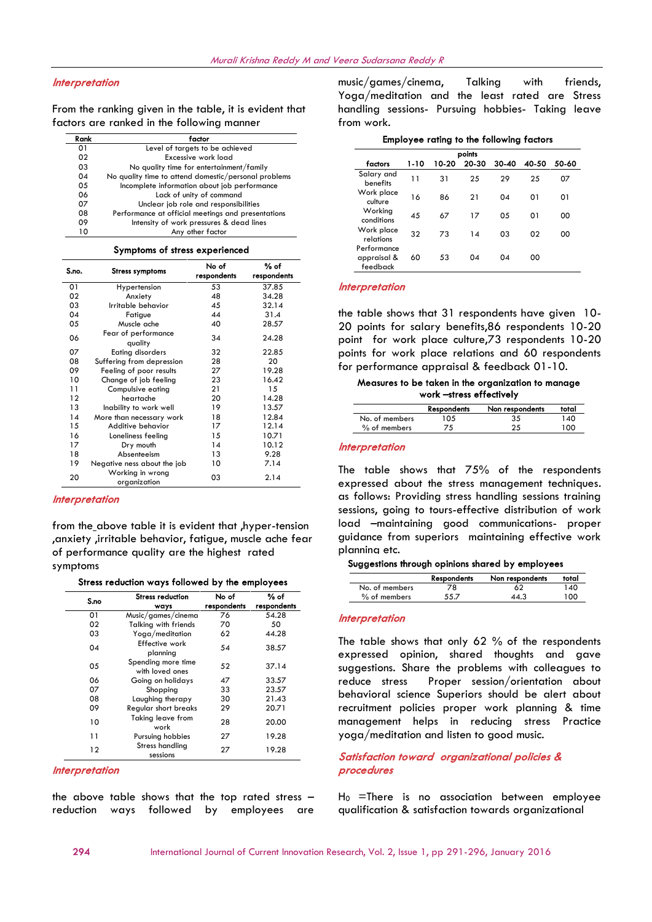### Interpretation

From the ranking given in the table, it is evident that factors are ranked in the following manner

| Rank | factor |
|---|---|
| 01 | Level of targets to be achieved |
| 02 | Excessive work load |
| 03 | No quality time for entertainment/family |
| 04 | No quality time to attend domestic/personal problems |
| 05 | Incomplete information about job performance |
| 06 | Lack of unity of command |
| 07 | Unclear job role and responsibilities |
| 08 | Performance at official meetings and presentations |
| 09 | Intensity of work pressures & dead lines |
| 10 | Any other factor |

**Symptoms of stress experienced**

| S.no. | Stress symptoms | No of respondents | % of respondents |
|---|---|---|---|
| 01 | Hypertension | 53 | 37.85 |
| 02 | Anxiety | 48 | 34.28 |
| 03 | Irritable behavior | 45 | 32.14 |
| 04 | Fatigue | 44 | 31.4 |
| 05 | Muscle ache | 40 | 28.57 |
| 06 | Fear of performance quality | 34 | 24.28 |
| 07 | Eating disorders | 32 | 22.85 |
| 08 | Suffering from depression | 28 | 20 |
| 09 | Feeling of poor results | 27 | 19.28 |
| 10 | Change of job feeling | 23 | 16.42 |
| 11 | Compulsive eating | 21 | 15 |
| 12 | heartache | 20 | 14.28 |
| 13 | Inability to work well | 19 | 13.57 |
| 14 | More than necessary work | 18 | 12.84 |
| 15 | Additive behavior | 17 | 12.14 |
| 16 | Loneliness feeling | 15 | 10.71 |
| 17 | Dry mouth | 14 | 10.12 |
| 18 | Absenteeism | 13 | 9.28 |
| 19 | Negative ness about the job | 10 | 7.14 |
| 20 | Working in wrong organization | 03 | 2.14 |

### Interpretation

from the above table it is evident that ,hyper-tension ,anxiety ,irritable behavior, fatigue, muscle ache fear of performance quality are the highest rated symptoms

**Stress reduction ways followed by the employees**

| S.no | Stress reduction ways | No of respondents | % of respondents |
|---|---|---|---|
| 01 | Music/games/cinema | 76 | 54.28 |
| 02 | Talking with friends | 70 | 50 |
| 03 | Yoga/meditation | 62 | 44.28 |
| 04 | Effective work planning | 54 | 38.57 |
| 05 | Spending more time with loved ones | 52 | 37.14 |
| 06 | Going on holidays | 47 | 33.57 |
| 07 | Shopping | 33 | 23.57 |
| 08 | Laughing therapy | 30 | 21.43 |
| 09 | Regular short breaks | 29 | 20.71 |
| 10 | Taking leave from work | 28 | 20.00 |
| 11 | Pursuing hobbies | 27 | 19.28 |
| 12 | Stress handling sessions | 27 | 19.28 |

### Interpretation

the above table shows that the top rated stress –reduction ways followed by employees are music/games/cinema, Talking with friends, Yoga/meditation and the least rated are Stress handling sessions- Pursuing hobbies- Taking leave from work.

**Employee rating to the following factors**

| factors | points 1-10 | 10-20 | 20-30 | 30-40 | 40-50 | 50-60 |
|---|---|---|---|---|---|---|
| Salary and benefits | 11 | 31 | 25 | 29 | 25 | 07 |
| Work place culture | 16 | 86 | 21 | 04 | 01 | 01 |
| Working conditions | 45 | 67 | 17 | 05 | 01 | 00 |
| Work place relations | 32 | 73 | 14 | 03 | 02 | 00 |
| Performance appraisal & feedback | 60 | 53 | 04 | 04 | 00 | |

### Interpretation

the table shows that 31 respondents have given 10-20 points for salary benefits,86 respondents 10-20 point for work place culture,73 respondents 10-20 points for work place relations and 60 respondents for performance appraisal & feedback 01-10.

**Measures to be taken in the organization to manage work –stress effectively**

| | Respondents | Non respondents | total |
|---|---|---|---|
| No. of members | 105 | 35 | 140 |
| % of members | 75 | 25 | 100 |

### Interpretation

The table shows that 75% of the respondents expressed about the stress management techniques. as follows: Providing stress handling sessions training sessions, going to tours-effective distribution of work load –maintaining good communications- proper guidance from superiors maintaining effective work planning etc.

**Suggestions through opinions shared by employees**

| | Respondents | Non respondents | total |
|---|---|---|---|
| No. of members | 78 | 62 | 140 |
| % of members | 55.7 | 44.3 | 100 |

### Interpretation

The table shows that only 62 % of the respondents expressed opinion, shared thoughts and gave suggestions. Share the problems with colleagues to reduce stress Proper session/orientation about behavioral science Superiors should be alert about recruitment policies proper work planning & time management helps in reducing stress Practice yoga/meditation and listen to good music.

### Satisfaction toward organizational policies & procedures

$H_0$ =There is no association between employee qualification & satisfaction towards organizational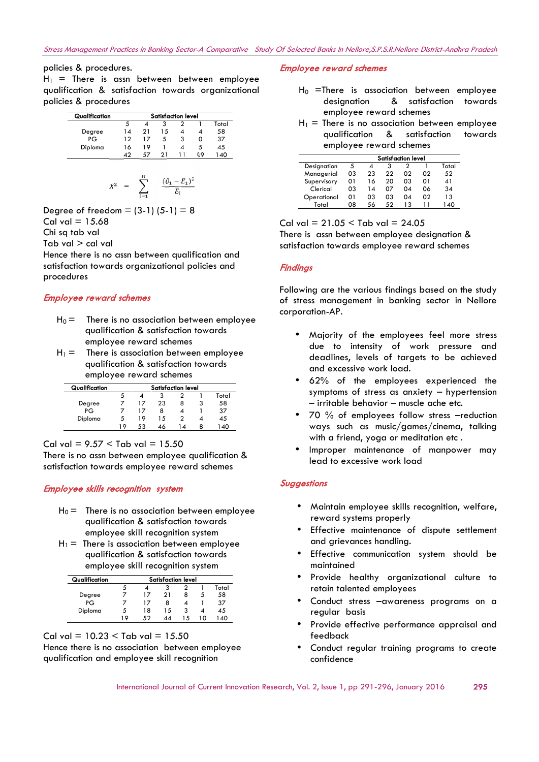policies & procedures.

$H_1$ = There is assn between between employee qualification & satisfaction towards organizational policies & procedures

| Qualification | Satisfaction level | | | | | |
|---|---|---|---|---|---|---|
| | 5 | 4 | 3 | 2 | 1 | Total |
| Degree | 14 | 21 | 15 | 4 | 4 | 58 |
| PG | 12 | 17 | 5 | 3 | 0 | 37 |
| Diploma | 16 | 19 | 1 | 4 | 5 | 45 |
| | 42 | 57 | 21 | 11 | 09 | 140 |

$$X^2 = \sum_{i=1}^{n} \frac{(O_1 - E_1)^2}{E_i}$$

Degree of freedom = (3-1) (5-1) = 8

Cal val = 15.68

Chi sq tab val

Tab val > cal val

Hence there is no assn between qualification and satisfaction towards organizational policies and procedures

## *Employee reward schemes*

$H_0$ = There is no association between employee qualification & satisfaction towards employee reward schemes

$H_1$ = There is association between employee qualification & satisfaction towards employee reward schemes

| Qualification | Satisfaction level | | | | | |
|---|---|---|---|---|---|---|
| | 5 | 4 | 3 | 2 | 1 | Total |
| Degree | 7 | 17 | 23 | 8 | 3 | 58 |
| PG | 7 | 17 | 8 | 4 | 1 | 37 |
| Diploma | 5 | 19 | 15 | 2 | 4 | 45 |
| | 19 | 53 | 46 | 14 | 8 | 140 |

Cal val = 9.57 < Tab val = 15.50

There is no assn between employee qualification & satisfaction towards employee reward schemes

## *Employee skills recognition system*

$H_0$ = There is no association between employee qualification & satisfaction towards employee skill recognition system

$H_1$ = There is association between employee qualification & satisfaction towards employee skill recognition system

| Qualification | Satisfaction level | | | | | |
|---|---|---|---|---|---|---|
| | 5 | 4 | 3 | 2 | 1 | Total |
| Degree | 7 | 17 | 21 | 8 | 5 | 58 |
| PG | 7 | 17 | 8 | 4 | 1 | 37 |
| Diploma | 5 | 18 | 15 | 3 | 4 | 45 |
| | 19 | 52 | 44 | 15 | 10 | 140 |

Cal val = 10.23 < Tab val = 15.50

Hence there is no association between employee qualification and employee skill recognition

## *Employee reward schemes*

$H_0$ =There is association between employee designation & satisfaction towards employee reward schemes

$H_1$ = There is no association between employee qualification & satisfaction towards employee reward schemes

| Designation | Satisfaction level | | | | | |
|---|---|---|---|---|---|---|
| | 5 | 4 | 3 | 2 | 1 | Total |
| Managerial | 03 | 23 | 22 | 02 | 02 | 52 |
| Supervisory | 01 | 16 | 20 | 03 | 01 | 41 |
| Clerical | 03 | 14 | 07 | 04 | 06 | 34 |
| Operational | 01 | 03 | 03 | 04 | 02 | 13 |
| Total | 08 | 56 | 52 | 13 | 11 | 140 |

Cal val = 21.05 < Tab val = 24.05

There is assn between employee designation & satisfaction towards employee reward schemes

## *Findings*

Following are the various findings based on the study of stress management in banking sector in Nellore corporation-AP.

- Majority of the employees feel more stress due to intensity of work pressure and deadlines, levels of targets to be achieved and excessive work load.
- 62% of the employees experienced the symptoms of stress as anxiety – hypertension – irritable behavior – muscle ache etc.
- 70 % of employees follow stress –reduction ways such as music/games/cinema, talking with a friend, yoga or meditation etc .
- Improper maintenance of manpower may lead to excessive work load

## *Suggestions*

- Maintain employee skills recognition, welfare, reward systems properly
- Effective maintenance of dispute settlement and grievances handling.
- Effective communication system should be maintained
- Provide healthy organizational culture to retain talented employees
- Conduct stress –awareness programs on a regular basis
- Provide effective performance appraisal and feedback
- Conduct regular training programs to create confidence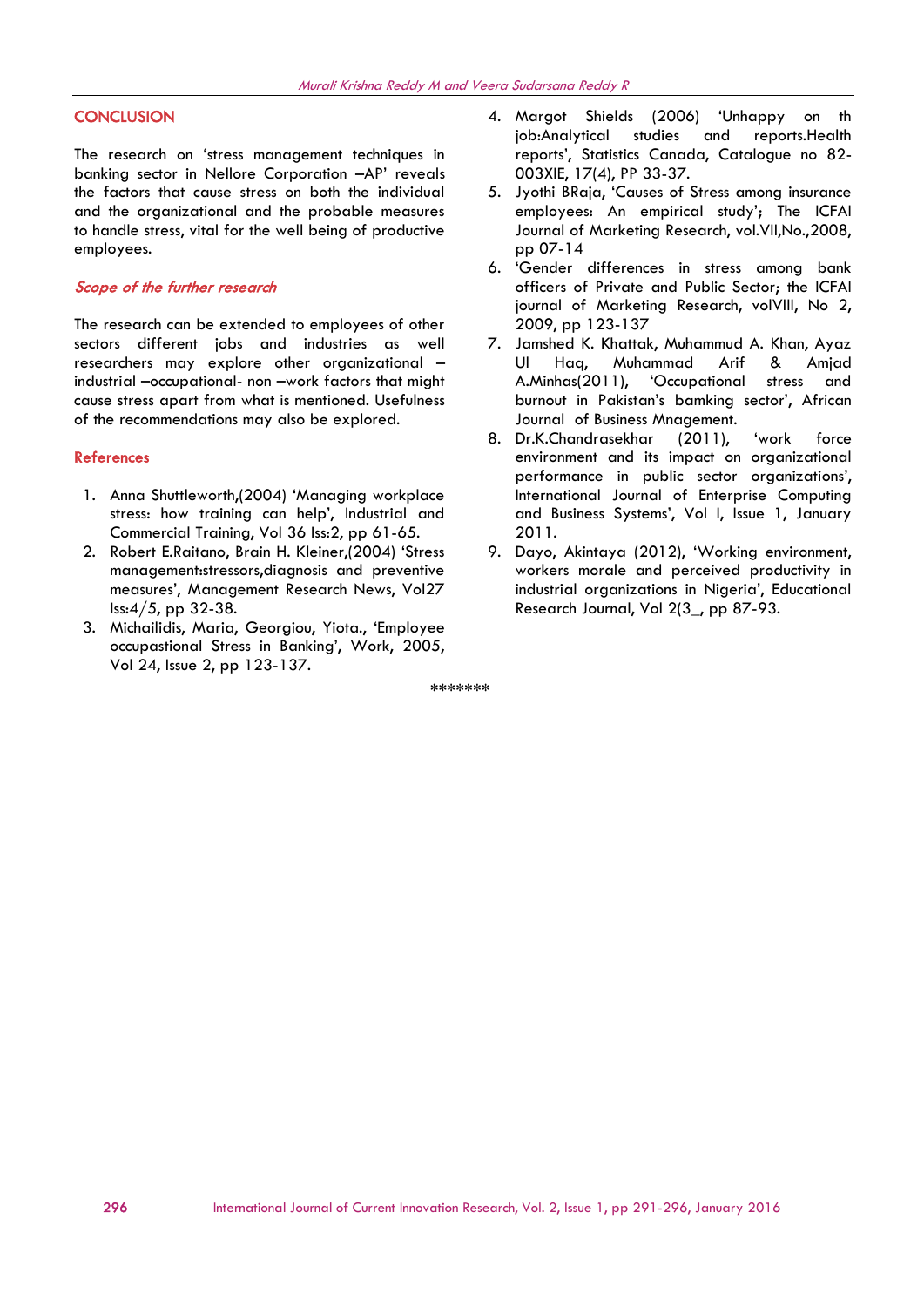## CONCLUSION

The research on 'stress management techniques in banking sector in Nellore Corporation –AP' reveals the factors that cause stress on both the individual and the organizational and the probable measures to handle stress, vital for the well being of productive employees.

### *Scope of the further research*

The research can be extended to employees of other sectors different jobs and industries as well researchers may explore other organizational –industrial –occupational- non –work factors that might cause stress apart from what is mentioned. Usefulness of the recommendations may also be explored.

## References

1. Anna Shuttleworth,(2004) 'Managing workplace stress: how training can help', Industrial and Commercial Training, Vol 36 Iss:2, pp 61-65.
2. Robert E.Raitano, Brain H. Kleiner,(2004) 'Stress management:stressors,diagnosis and preventive measures', Management Research News, Vol27 Iss:4/5, pp 32-38.
3. Michailidis, Maria, Georgiou, Yiota., 'Employee occupastional Stress in Banking', Work, 2005, Vol 24, Issue 2, pp 123-137.
4. Margot Shields (2006) 'Unhappy on th job:Analytical studies and reports.Health reports', Statistics Canada, Catalogue no 82-003XIE, 17(4), PP 33-37.
5. Jyothi BRaja, 'Causes of Stress among insurance employees: An empirical study'; The ICFAI Journal of Marketing Research, vol.VII,No.,2008, pp 07-14
6. 'Gender differences in stress among bank officers of Private and Public Sector; the ICFAI journal of Marketing Research, volVIII, No 2, 2009, pp 123-137
7. Jamshed K. Khattak, Muhammud A. Khan, Ayaz Ul Haq, Muhammad Arif & Amjad A.Minhas(2011), 'Occupational stress and burnout in Pakistan's bamking sector', African Journal of Business Mnagement.
8. Dr.K.Chandrasekhar (2011), 'work force environment and its impact on organizational performance in public sector organizations', International Journal of Enterprise Computing and Business Systems', Vol I, Issue 1, January 2011.
9. Dayo, Akintaya (2012), 'Working environment, workers morale and perceived productivity in industrial organizations in Nigeria', Educational Research Journal, Vol 2(3_, pp 87-93.

*******